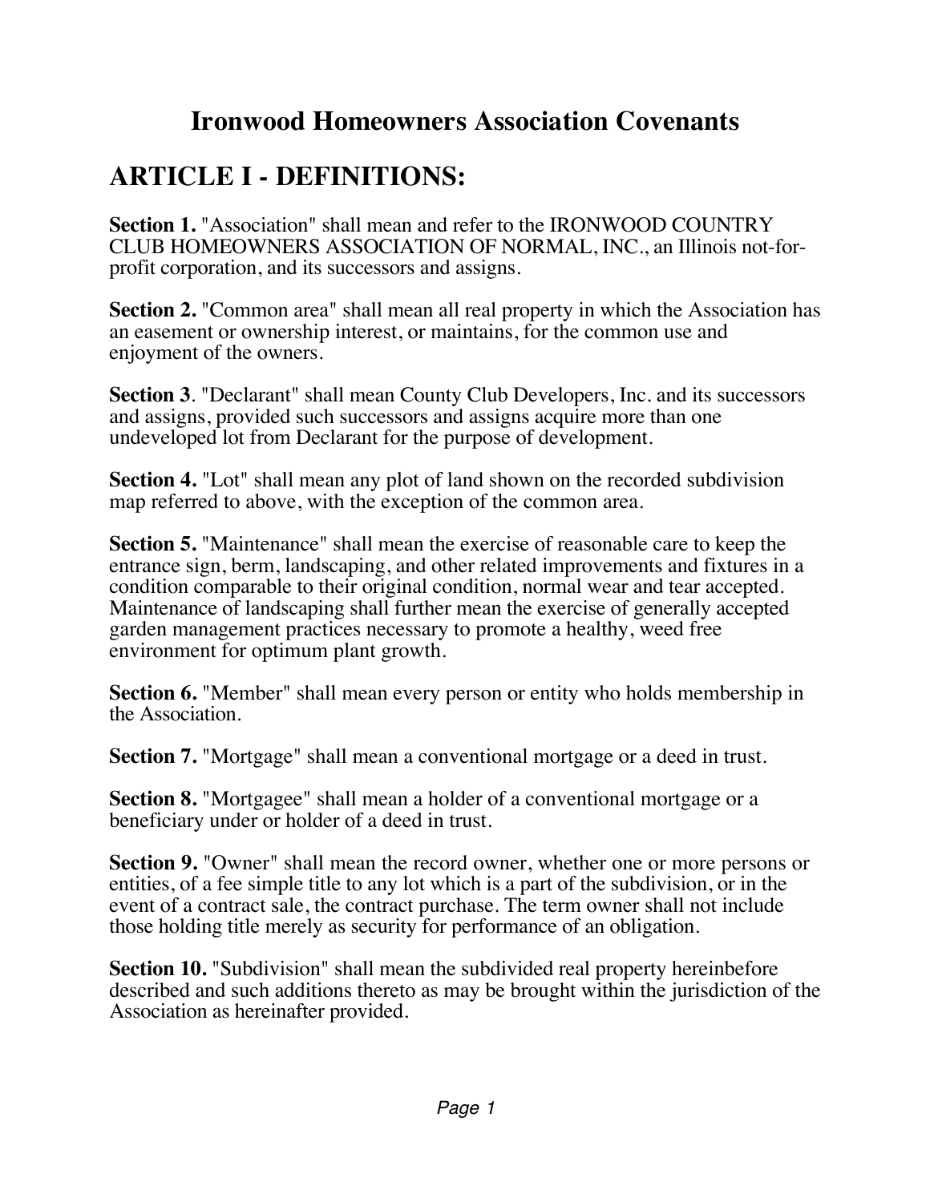# Ironwood Homeowners Association Covenants

## ARTICLE I - DEFINITIONS:

**Section 1.** "Association" shall mean and refer to the IRONWOOD COUNTRY CLUB HOMEOWNERS ASSOCIATION OF NORMAL, INC., an Illinois not-for-profit corporation, and its successors and assigns.

**Section 2.** "Common area" shall mean all real property in which the Association has an easement or ownership interest, or maintains, for the common use and enjoyment of the owners.

**Section 3**. "Declarant" shall mean County Club Developers, Inc. and its successors and assigns, provided such successors and assigns acquire more than one undeveloped lot from Declarant for the purpose of development.

**Section 4.** "Lot" shall mean any plot of land shown on the recorded subdivision map referred to above, with the exception of the common area.

**Section 5.** "Maintenance" shall mean the exercise of reasonable care to keep the entrance sign, berm, landscaping, and other related improvements and fixtures in a condition comparable to their original condition, normal wear and tear accepted. Maintenance of landscaping shall further mean the exercise of generally accepted garden management practices necessary to promote a healthy, weed free environment for optimum plant growth.

**Section 6.** "Member" shall mean every person or entity who holds membership in the Association.

**Section 7.** "Mortgage" shall mean a conventional mortgage or a deed in trust.

**Section 8.** "Mortgagee" shall mean a holder of a conventional mortgage or a beneficiary under or holder of a deed in trust.

**Section 9.** "Owner" shall mean the record owner, whether one or more persons or entities, of a fee simple title to any lot which is a part of the subdivision, or in the event of a contract sale, the contract purchase. The term owner shall not include those holding title merely as security for performance of an obligation.

**Section 10.** "Subdivision" shall mean the subdivided real property hereinbefore described and such additions thereto as may be brought within the jurisdiction of the Association as hereinafter provided.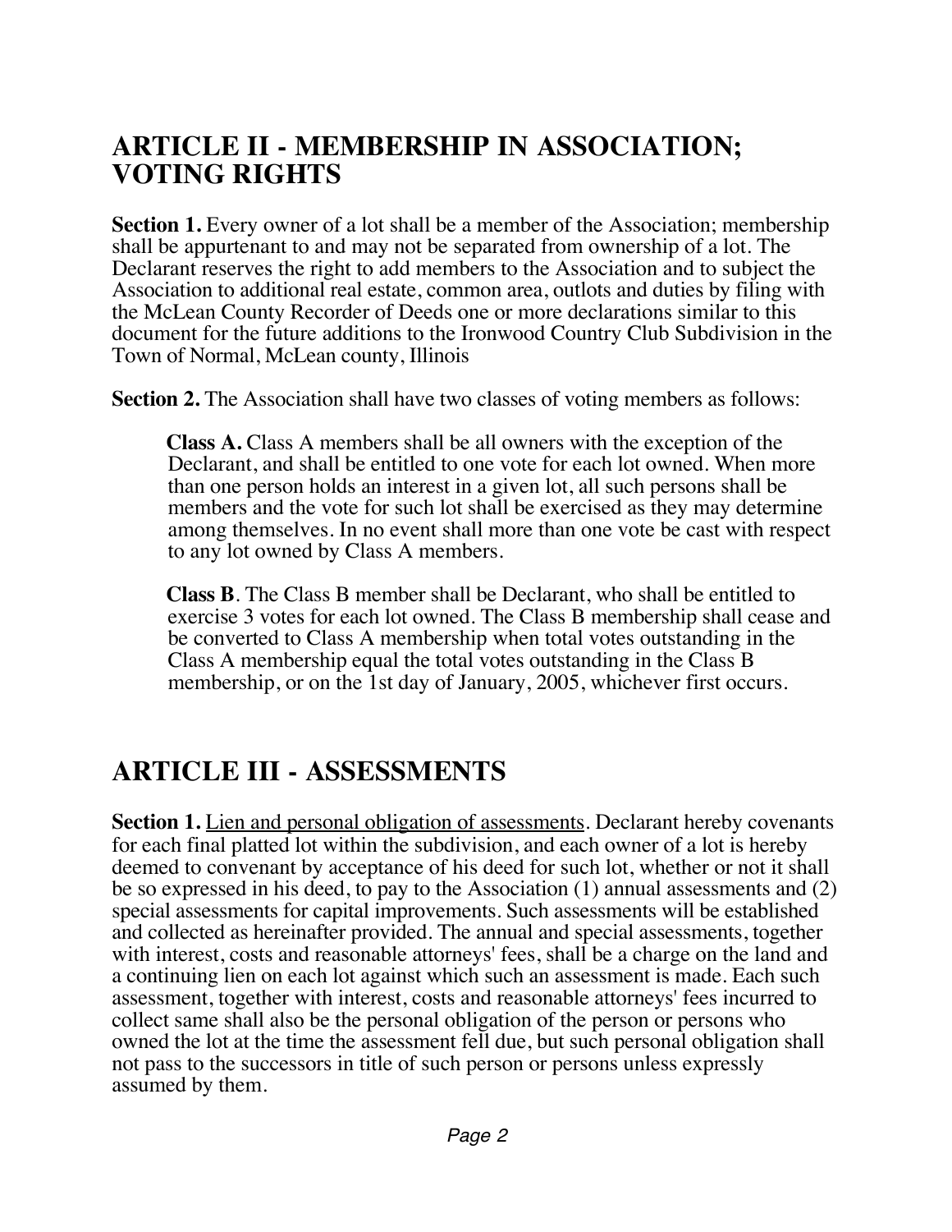## ARTICLE II - MEMBERSHIP IN ASSOCIATION; VOTING RIGHTS

**Section 1.** Every owner of a lot shall be a member of the Association; membership shall be appurtenant to and may not be separated from ownership of a lot. The Declarant reserves the right to add members to the Association and to subject the Association to additional real estate, common area, outlots and duties by filing with the McLean County Recorder of Deeds one or more declarations similar to this document for the future additions to the Ironwood Country Club Subdivision in the Town of Normal, McLean county, Illinois

**Section 2.** The Association shall have two classes of voting members as follows:

> **Class A.** Class A members shall be all owners with the exception of the Declarant, and shall be entitled to one vote for each lot owned. When more than one person holds an interest in a given lot, all such persons shall be members and the vote for such lot shall be exercised as they may determine among themselves. In no event shall more than one vote be cast with respect to any lot owned by Class A members.
>
> **Class B**. The Class B member shall be Declarant, who shall be entitled to exercise 3 votes for each lot owned. The Class B membership shall cease and be converted to Class A membership when total votes outstanding in the Class A membership equal the total votes outstanding in the Class B membership, or on the 1st day of January, 2005, whichever first occurs.

## ARTICLE III - ASSESSMENTS

**Section 1.** Lien and personal obligation of assessments. Declarant hereby covenants for each final platted lot within the subdivision, and each owner of a lot is hereby deemed to convenant by acceptance of his deed for such lot, whether or not it shall be so expressed in his deed, to pay to the Association (1) annual assessments and (2) special assessments for capital improvements. Such assessments will be established and collected as hereinafter provided. The annual and special assessments, together with interest, costs and reasonable attorneys' fees, shall be a charge on the land and a continuing lien on each lot against which such an assessment is made. Each such assessment, together with interest, costs and reasonable attorneys' fees incurred to collect same shall also be the personal obligation of the person or persons who owned the lot at the time the assessment fell due, but such personal obligation shall not pass to the successors in title of such person or persons unless expressly assumed by them.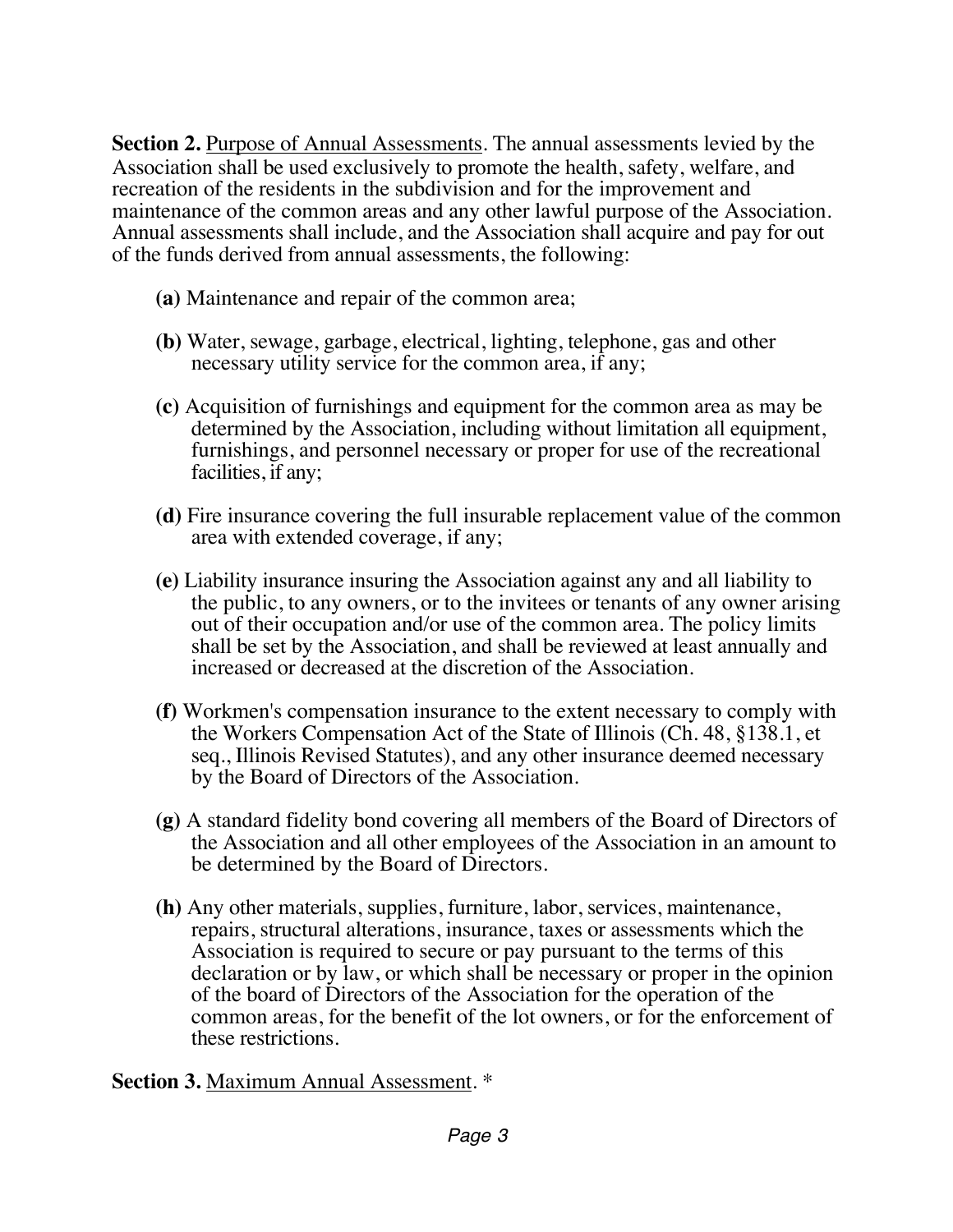**Section 2.** Purpose of Annual Assessments. The annual assessments levied by the Association shall be used exclusively to promote the health, safety, welfare, and recreation of the residents in the subdivision and for the improvement and maintenance of the common areas and any other lawful purpose of the Association. Annual assessments shall include, and the Association shall acquire and pay for out of the funds derived from annual assessments, the following:

**(a)** Maintenance and repair of the common area;

**(b)** Water, sewage, garbage, electrical, lighting, telephone, gas and other necessary utility service for the common area, if any;

**(c)** Acquisition of furnishings and equipment for the common area as may be determined by the Association, including without limitation all equipment, furnishings, and personnel necessary or proper for use of the recreational facilities, if any;

**(d)** Fire insurance covering the full insurable replacement value of the common area with extended coverage, if any;

**(e)** Liability insurance insuring the Association against any and all liability to the public, to any owners, or to the invitees or tenants of any owner arising out of their occupation and/or use of the common area. The policy limits shall be set by the Association, and shall be reviewed at least annually and increased or decreased at the discretion of the Association.

**(f)** Workmen's compensation insurance to the extent necessary to comply with the Workers Compensation Act of the State of Illinois (Ch. 48, §138.1, et seq., Illinois Revised Statutes), and any other insurance deemed necessary by the Board of Directors of the Association.

**(g)** A standard fidelity bond covering all members of the Board of Directors of the Association and all other employees of the Association in an amount to be determined by the Board of Directors.

**(h)** Any other materials, supplies, furniture, labor, services, maintenance, repairs, structural alterations, insurance, taxes or assessments which the Association is required to secure or pay pursuant to the terms of this declaration or by law, or which shall be necessary or proper in the opinion of the board of Directors of the Association for the operation of the common areas, for the benefit of the lot owners, or for the enforcement of these restrictions.

**Section 3.** Maximum Annual Assessment. *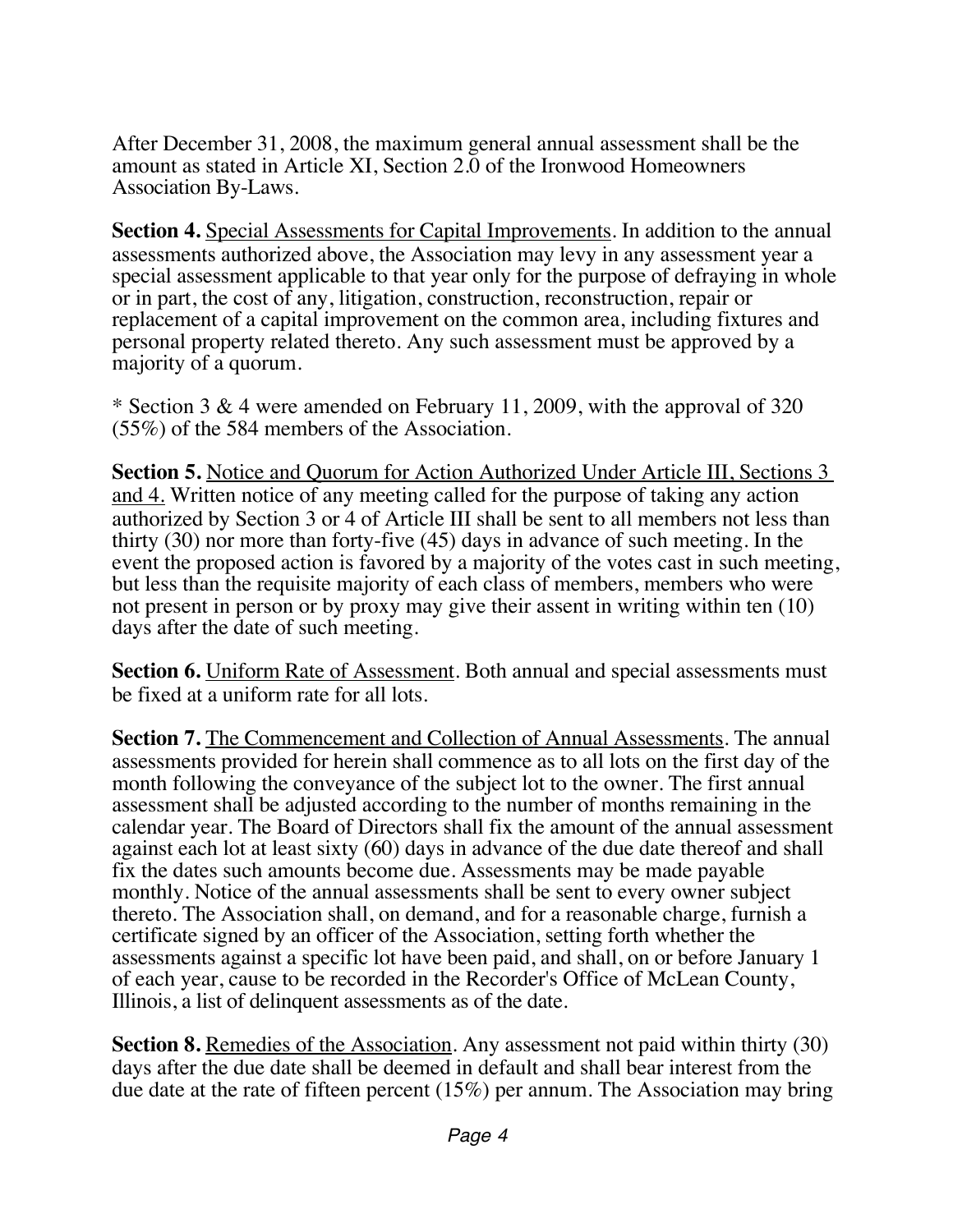After December 31, 2008, the maximum general annual assessment shall be the amount as stated in Article XI, Section 2.0 of the Ironwood Homeowners Association By-Laws.

**Section 4.** Special Assessments for Capital Improvements. In addition to the annual assessments authorized above, the Association may levy in any assessment year a special assessment applicable to that year only for the purpose of defraying in whole or in part, the cost of any, litigation, construction, reconstruction, repair or replacement of a capital improvement on the common area, including fixtures and personal property related thereto. Any such assessment must be approved by a majority of a quorum.

* Section 3 & 4 were amended on February 11, 2009, with the approval of 320 (55%) of the 584 members of the Association.

**Section 5.** Notice and Quorum for Action Authorized Under Article III, Sections 3 and 4. Written notice of any meeting called for the purpose of taking any action authorized by Section 3 or 4 of Article III shall be sent to all members not less than thirty (30) nor more than forty-five (45) days in advance of such meeting. In the event the proposed action is favored by a majority of the votes cast in such meeting, but less than the requisite majority of each class of members, members who were not present in person or by proxy may give their assent in writing within ten (10) days after the date of such meeting.

**Section 6.** Uniform Rate of Assessment. Both annual and special assessments must be fixed at a uniform rate for all lots.

**Section 7.** The Commencement and Collection of Annual Assessments. The annual assessments provided for herein shall commence as to all lots on the first day of the month following the conveyance of the subject lot to the owner. The first annual assessment shall be adjusted according to the number of months remaining in the calendar year. The Board of Directors shall fix the amount of the annual assessment against each lot at least sixty (60) days in advance of the due date thereof and shall fix the dates such amounts become due. Assessments may be made payable monthly. Notice of the annual assessments shall be sent to every owner subject thereto. The Association shall, on demand, and for a reasonable charge, furnish a certificate signed by an officer of the Association, setting forth whether the assessments against a specific lot have been paid, and shall, on or before January 1 of each year, cause to be recorded in the Recorder's Office of McLean County, Illinois, a list of delinquent assessments as of the date.

**Section 8.** Remedies of the Association. Any assessment not paid within thirty (30) days after the due date shall be deemed in default and shall bear interest from the due date at the rate of fifteen percent (15%) per annum. The Association may bring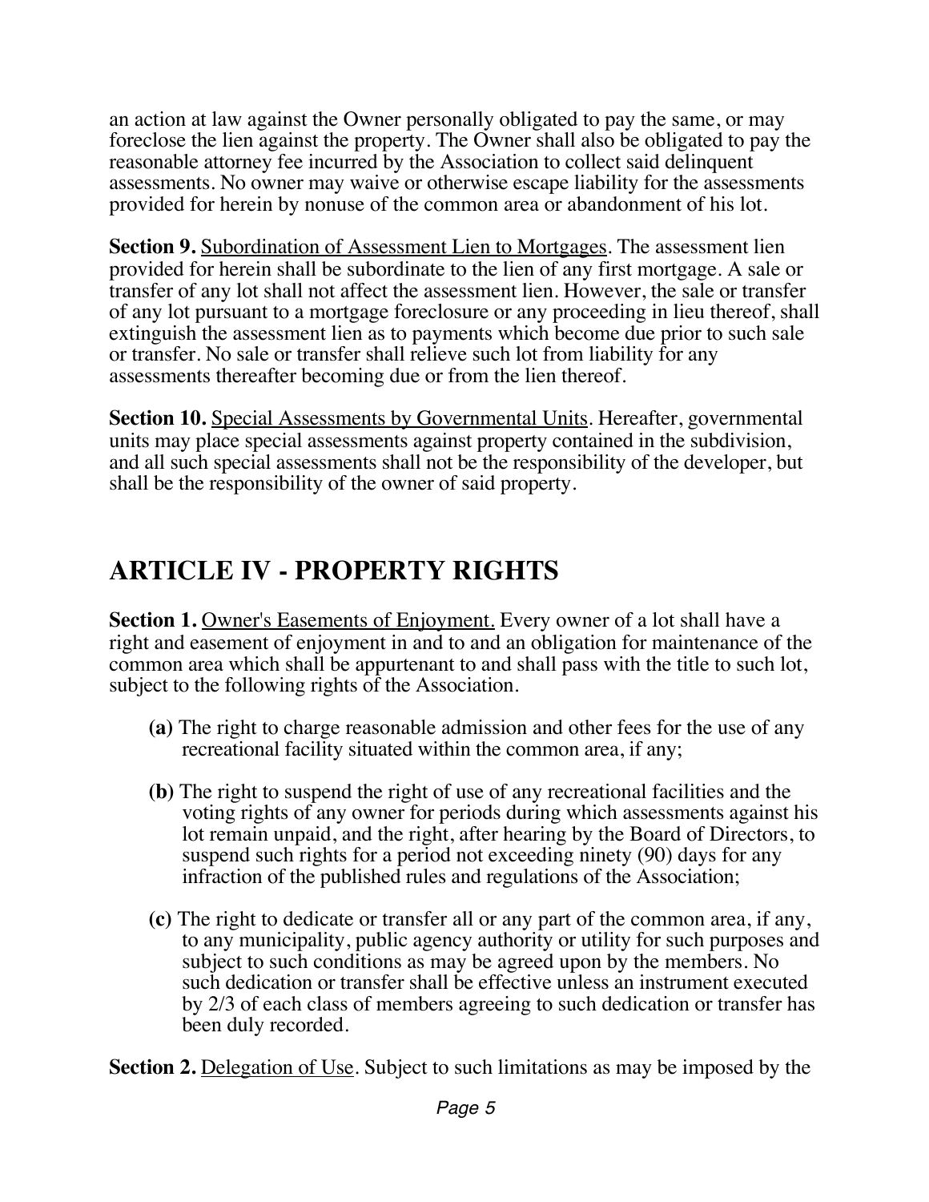an action at law against the Owner personally obligated to pay the same, or may foreclose the lien against the property. The Owner shall also be obligated to pay the reasonable attorney fee incurred by the Association to collect said delinquent assessments. No owner may waive or otherwise escape liability for the assessments provided for herein by nonuse of the common area or abandonment of his lot.

**Section 9.** Subordination of Assessment Lien to Mortgages. The assessment lien provided for herein shall be subordinate to the lien of any first mortgage. A sale or transfer of any lot shall not affect the assessment lien. However, the sale or transfer of any lot pursuant to a mortgage foreclosure or any proceeding in lieu thereof, shall extinguish the assessment lien as to payments which become due prior to such sale or transfer. No sale or transfer shall relieve such lot from liability for any assessments thereafter becoming due or from the lien thereof.

**Section 10.** Special Assessments by Governmental Units. Hereafter, governmental units may place special assessments against property contained in the subdivision, and all such special assessments shall not be the responsibility of the developer, but shall be the responsibility of the owner of said property.

## ARTICLE IV - PROPERTY RIGHTS

**Section 1.** Owner's Easements of Enjoyment. Every owner of a lot shall have a right and easement of enjoyment in and to and an obligation for maintenance of the common area which shall be appurtenant to and shall pass with the title to such lot, subject to the following rights of the Association.

- **(a)** The right to charge reasonable admission and other fees for the use of any recreational facility situated within the common area, if any;
- **(b)** The right to suspend the right of use of any recreational facilities and the voting rights of any owner for periods during which assessments against his lot remain unpaid, and the right, after hearing by the Board of Directors, to suspend such rights for a period not exceeding ninety (90) days for any infraction of the published rules and regulations of the Association;
- **(c)** The right to dedicate or transfer all or any part of the common area, if any, to any municipality, public agency authority or utility for such purposes and subject to such conditions as may be agreed upon by the members. No such dedication or transfer shall be effective unless an instrument executed by 2/3 of each class of members agreeing to such dedication or transfer has been duly recorded.

**Section 2.** Delegation of Use. Subject to such limitations as may be imposed by the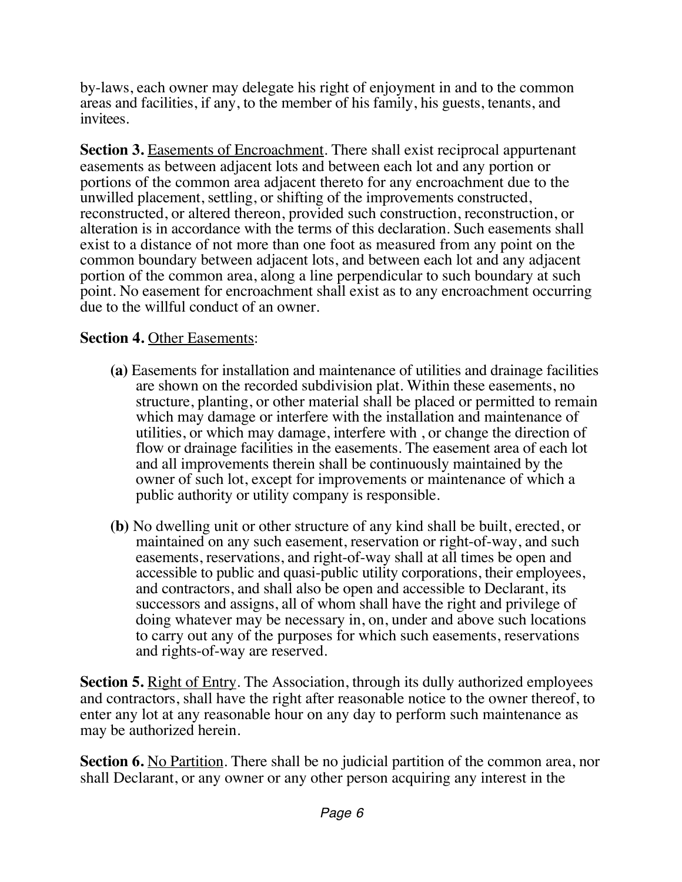by-laws, each owner may delegate his right of enjoyment in and to the common areas and facilities, if any, to the member of his family, his guests, tenants, and invitees.

**Section 3.** Easements of Encroachment. There shall exist reciprocal appurtenant easements as between adjacent lots and between each lot and any portion or portions of the common area adjacent thereto for any encroachment due to the unwilled placement, settling, or shifting of the improvements constructed, reconstructed, or altered thereon, provided such construction, reconstruction, or alteration is in accordance with the terms of this declaration. Such easements shall exist to a distance of not more than one foot as measured from any point on the common boundary between adjacent lots, and between each lot and any adjacent portion of the common area, along a line perpendicular to such boundary at such point. No easement for encroachment shall exist as to any encroachment occurring due to the willful conduct of an owner.

**Section 4.** Other Easements:

**(a)** Easements for installation and maintenance of utilities and drainage facilities are shown on the recorded subdivision plat. Within these easements, no structure, planting, or other material shall be placed or permitted to remain which may damage or interfere with the installation and maintenance of utilities, or which may damage, interfere with , or change the direction of flow or drainage facilities in the easements. The easement area of each lot and all improvements therein shall be continuously maintained by the owner of such lot, except for improvements or maintenance of which a public authority or utility company is responsible.

**(b)** No dwelling unit or other structure of any kind shall be built, erected, or maintained on any such easement, reservation or right-of-way, and such easements, reservations, and right-of-way shall at all times be open and accessible to public and quasi-public utility corporations, their employees, and contractors, and shall also be open and accessible to Declarant, its successors and assigns, all of whom shall have the right and privilege of doing whatever may be necessary in, on, under and above such locations to carry out any of the purposes for which such easements, reservations and rights-of-way are reserved.

**Section 5.** Right of Entry. The Association, through its dully authorized employees and contractors, shall have the right after reasonable notice to the owner thereof, to enter any lot at any reasonable hour on any day to perform such maintenance as may be authorized herein.

**Section 6.** No Partition. There shall be no judicial partition of the common area, nor shall Declarant, or any owner or any other person acquiring any interest in the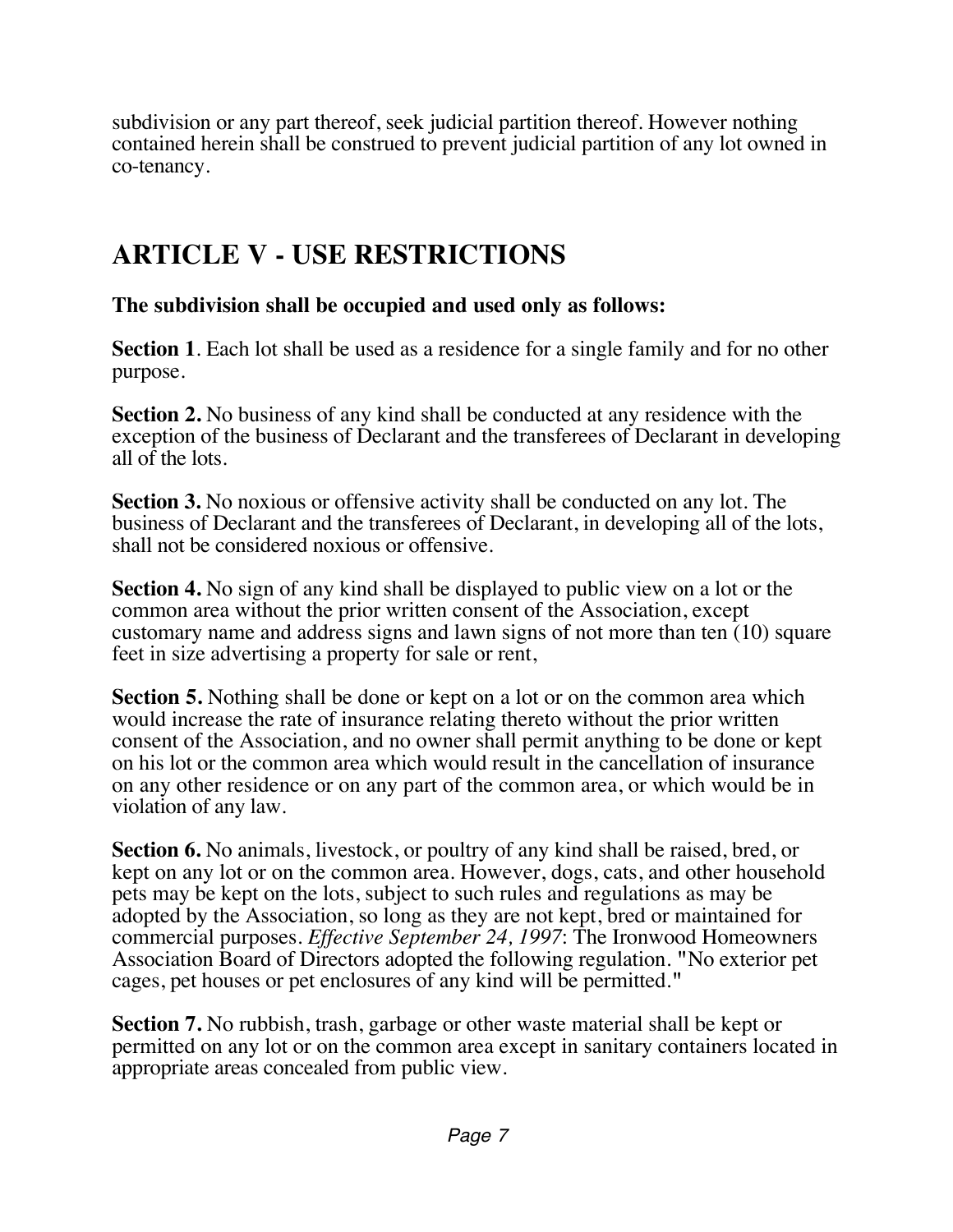subdivision or any part thereof, seek judicial partition thereof. However nothing contained herein shall be construed to prevent judicial partition of any lot owned in co-tenancy.

# ARTICLE V - USE RESTRICTIONS

**The subdivision shall be occupied and used only as follows:**

**Section 1**. Each lot shall be used as a residence for a single family and for no other purpose.

**Section 2.** No business of any kind shall be conducted at any residence with the exception of the business of Declarant and the transferees of Declarant in developing all of the lots.

**Section 3.** No noxious or offensive activity shall be conducted on any lot. The business of Declarant and the transferees of Declarant, in developing all of the lots, shall not be considered noxious or offensive.

**Section 4.** No sign of any kind shall be displayed to public view on a lot or the common area without the prior written consent of the Association, except customary name and address signs and lawn signs of not more than ten (10) square feet in size advertising a property for sale or rent,

**Section 5.** Nothing shall be done or kept on a lot or on the common area which would increase the rate of insurance relating thereto without the prior written consent of the Association, and no owner shall permit anything to be done or kept on his lot or the common area which would result in the cancellation of insurance on any other residence or on any part of the common area, or which would be in violation of any law.

**Section 6.** No animals, livestock, or poultry of any kind shall be raised, bred, or kept on any lot or on the common area. However, dogs, cats, and other household pets may be kept on the lots, subject to such rules and regulations as may be adopted by the Association, so long as they are not kept, bred or maintained for commercial purposes. *Effective September 24, 1997*: The Ironwood Homeowners Association Board of Directors adopted the following regulation. "No exterior pet cages, pet houses or pet enclosures of any kind will be permitted."

**Section 7.** No rubbish, trash, garbage or other waste material shall be kept or permitted on any lot or on the common area except in sanitary containers located in appropriate areas concealed from public view.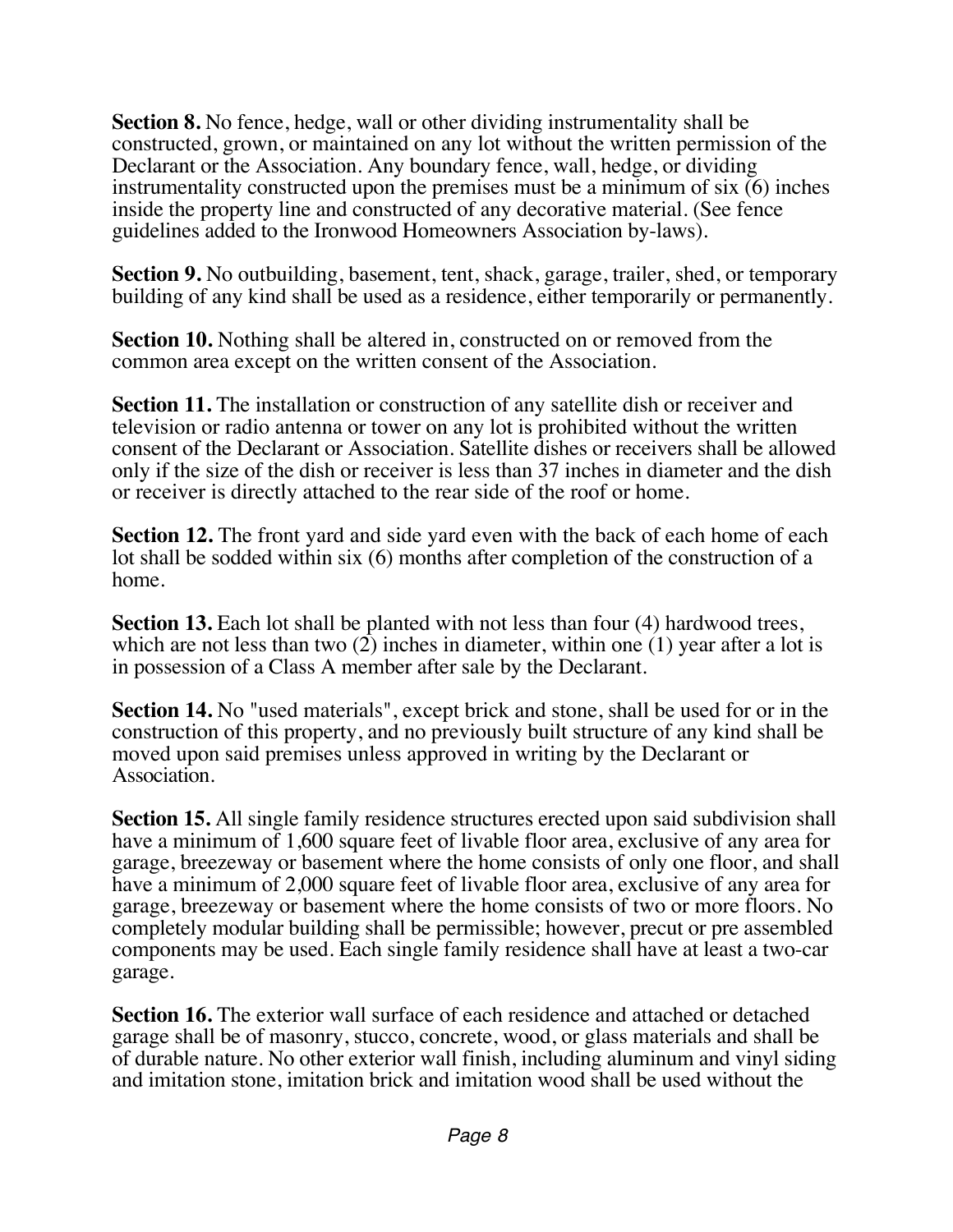**Section 8.** No fence, hedge, wall or other dividing instrumentality shall be constructed, grown, or maintained on any lot without the written permission of the Declarant or the Association. Any boundary fence, wall, hedge, or dividing instrumentality constructed upon the premises must be a minimum of six (6) inches inside the property line and constructed of any decorative material. (See fence guidelines added to the Ironwood Homeowners Association by-laws).

**Section 9.** No outbuilding, basement, tent, shack, garage, trailer, shed, or temporary building of any kind shall be used as a residence, either temporarily or permanently.

**Section 10.** Nothing shall be altered in, constructed on or removed from the common area except on the written consent of the Association.

**Section 11.** The installation or construction of any satellite dish or receiver and television or radio antenna or tower on any lot is prohibited without the written consent of the Declarant or Association. Satellite dishes or receivers shall be allowed only if the size of the dish or receiver is less than 37 inches in diameter and the dish or receiver is directly attached to the rear side of the roof or home.

**Section 12.** The front yard and side yard even with the back of each home of each lot shall be sodded within six (6) months after completion of the construction of a home.

**Section 13.** Each lot shall be planted with not less than four (4) hardwood trees, which are not less than two (2) inches in diameter, within one (1) year after a lot is in possession of a Class A member after sale by the Declarant.

**Section 14.** No "used materials", except brick and stone, shall be used for or in the construction of this property, and no previously built structure of any kind shall be moved upon said premises unless approved in writing by the Declarant or Association.

**Section 15.** All single family residence structures erected upon said subdivision shall have a minimum of 1,600 square feet of livable floor area, exclusive of any area for garage, breezeway or basement where the home consists of only one floor, and shall have a minimum of 2,000 square feet of livable floor area, exclusive of any area for garage, breezeway or basement where the home consists of two or more floors. No completely modular building shall be permissible; however, precut or pre assembled components may be used. Each single family residence shall have at least a two-car garage.

**Section 16.** The exterior wall surface of each residence and attached or detached garage shall be of masonry, stucco, concrete, wood, or glass materials and shall be of durable nature. No other exterior wall finish, including aluminum and vinyl siding and imitation stone, imitation brick and imitation wood shall be used without the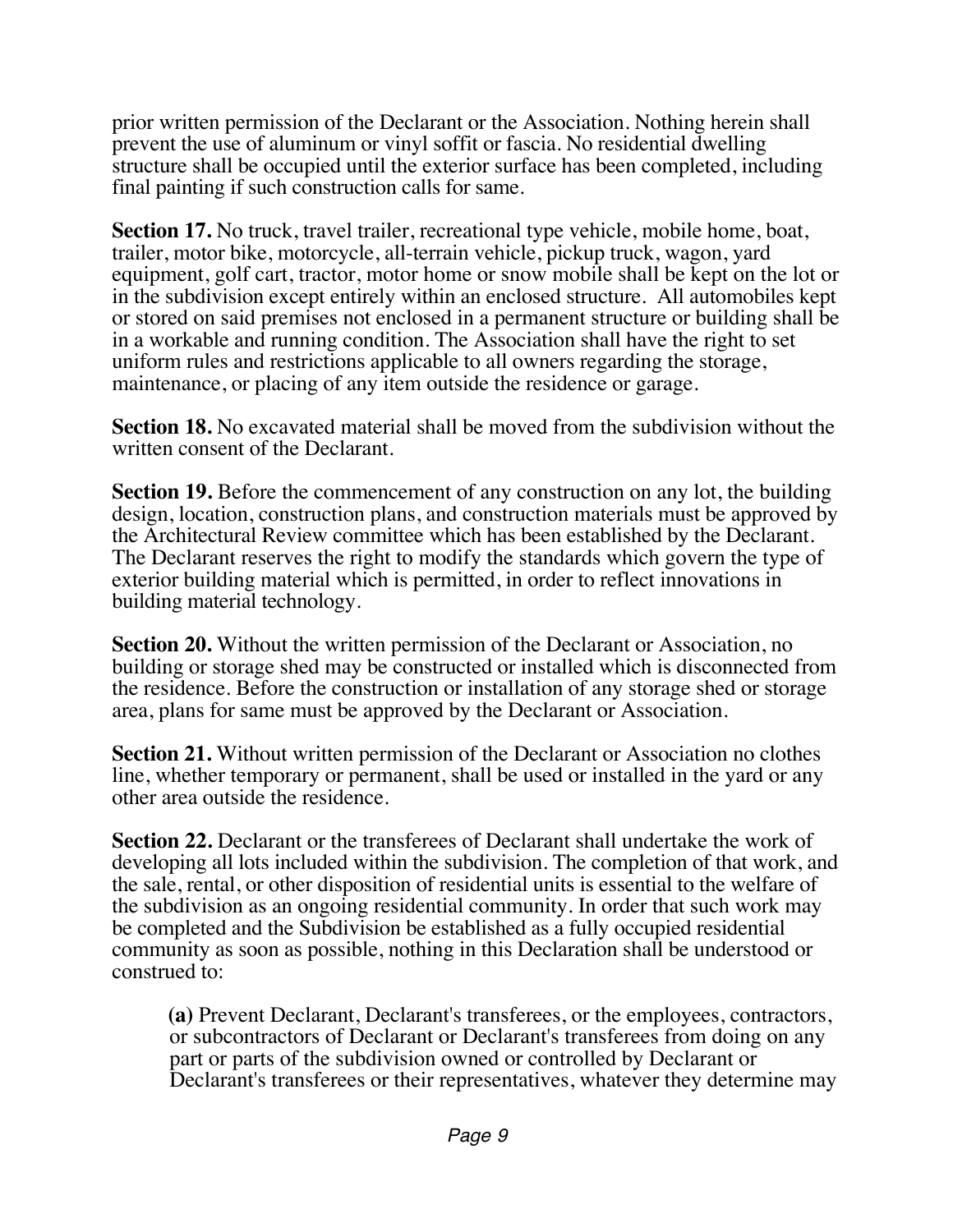prior written permission of the Declarant or the Association. Nothing herein shall prevent the use of aluminum or vinyl soffit or fascia. No residential dwelling structure shall be occupied until the exterior surface has been completed, including final painting if such construction calls for same.

**Section 17.** No truck, travel trailer, recreational type vehicle, mobile home, boat, trailer, motor bike, motorcycle, all-terrain vehicle, pickup truck, wagon, yard equipment, golf cart, tractor, motor home or snow mobile shall be kept on the lot or in the subdivision except entirely within an enclosed structure. All automobiles kept or stored on said premises not enclosed in a permanent structure or building shall be in a workable and running condition. The Association shall have the right to set uniform rules and restrictions applicable to all owners regarding the storage, maintenance, or placing of any item outside the residence or garage.

**Section 18.** No excavated material shall be moved from the subdivision without the written consent of the Declarant.

**Section 19.** Before the commencement of any construction on any lot, the building design, location, construction plans, and construction materials must be approved by the Architectural Review committee which has been established by the Declarant. The Declarant reserves the right to modify the standards which govern the type of exterior building material which is permitted, in order to reflect innovations in building material technology.

**Section 20.** Without the written permission of the Declarant or Association, no building or storage shed may be constructed or installed which is disconnected from the residence. Before the construction or installation of any storage shed or storage area, plans for same must be approved by the Declarant or Association.

**Section 21.** Without written permission of the Declarant or Association no clothes line, whether temporary or permanent, shall be used or installed in the yard or any other area outside the residence.

**Section 22.** Declarant or the transferees of Declarant shall undertake the work of developing all lots included within the subdivision. The completion of that work, and the sale, rental, or other disposition of residential units is essential to the welfare of the subdivision as an ongoing residential community. In order that such work may be completed and the Subdivision be established as a fully occupied residential community as soon as possible, nothing in this Declaration shall be understood or construed to:

> **(a)** Prevent Declarant, Declarant's transferees, or the employees, contractors, or subcontractors of Declarant or Declarant's transferees from doing on any part or parts of the subdivision owned or controlled by Declarant or Declarant's transferees or their representatives, whatever they determine may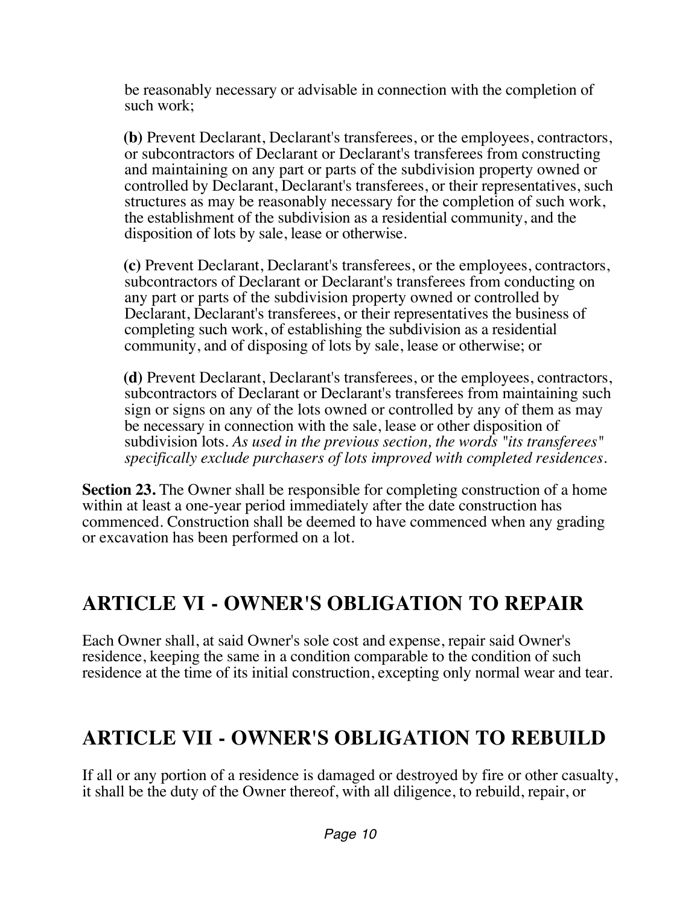be reasonably necessary or advisable in connection with the completion of such work;

**(b)** Prevent Declarant, Declarant's transferees, or the employees, contractors, or subcontractors of Declarant or Declarant's transferees from constructing and maintaining on any part or parts of the subdivision property owned or controlled by Declarant, Declarant's transferees, or their representatives, such structures as may be reasonably necessary for the completion of such work, the establishment of the subdivision as a residential community, and the disposition of lots by sale, lease or otherwise.

**(c)** Prevent Declarant, Declarant's transferees, or the employees, contractors, subcontractors of Declarant or Declarant's transferees from conducting on any part or parts of the subdivision property owned or controlled by Declarant, Declarant's transferees, or their representatives the business of completing such work, of establishing the subdivision as a residential community, and of disposing of lots by sale, lease or otherwise; or

**(d)** Prevent Declarant, Declarant's transferees, or the employees, contractors, subcontractors of Declarant or Declarant's transferees from maintaining such sign or signs on any of the lots owned or controlled by any of them as may be necessary in connection with the sale, lease or other disposition of subdivision lots. *As used in the previous section, the words "its transferees" specifically exclude purchasers of lots improved with completed residences.*

**Section 23.** The Owner shall be responsible for completing construction of a home within at least a one-year period immediately after the date construction has commenced. Construction shall be deemed to have commenced when any grading or excavation has been performed on a lot.

## ARTICLE VI - OWNER'S OBLIGATION TO REPAIR

Each Owner shall, at said Owner's sole cost and expense, repair said Owner's residence, keeping the same in a condition comparable to the condition of such residence at the time of its initial construction, excepting only normal wear and tear.

## ARTICLE VII - OWNER'S OBLIGATION TO REBUILD

If all or any portion of a residence is damaged or destroyed by fire or other casualty, it shall be the duty of the Owner thereof, with all diligence, to rebuild, repair, or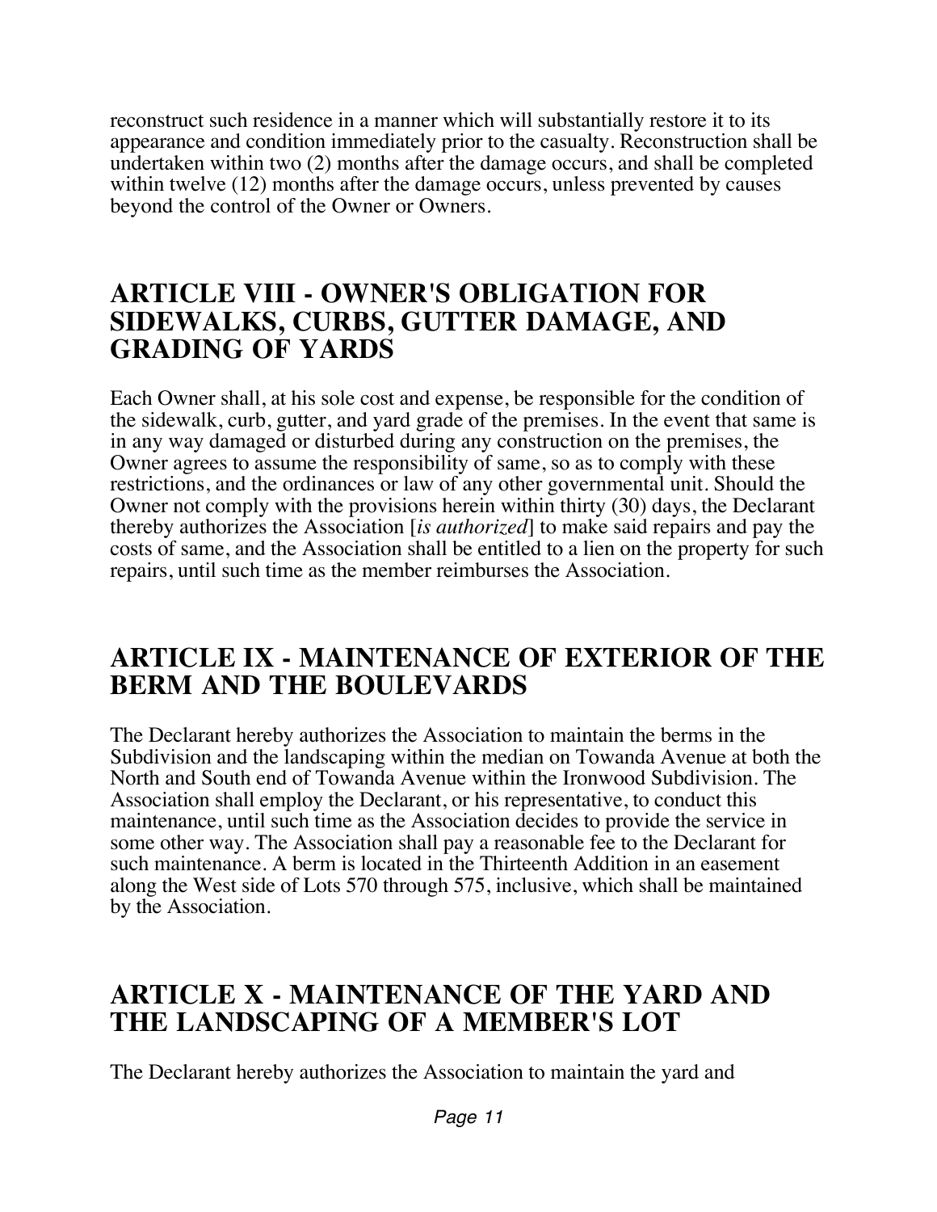reconstruct such residence in a manner which will substantially restore it to its appearance and condition immediately prior to the casualty. Reconstruction shall be undertaken within two (2) months after the damage occurs, and shall be completed within twelve (12) months after the damage occurs, unless prevented by causes beyond the control of the Owner or Owners.

## ARTICLE VIII - OWNER'S OBLIGATION FOR SIDEWALKS, CURBS, GUTTER DAMAGE, AND GRADING OF YARDS

Each Owner shall, at his sole cost and expense, be responsible for the condition of the sidewalk, curb, gutter, and yard grade of the premises. In the event that same is in any way damaged or disturbed during any construction on the premises, the Owner agrees to assume the responsibility of same, so as to comply with these restrictions, and the ordinances or law of any other governmental unit. Should the Owner not comply with the provisions herein within thirty (30) days, the Declarant thereby authorizes the Association [*is authorized*] to make said repairs and pay the costs of same, and the Association shall be entitled to a lien on the property for such repairs, until such time as the member reimburses the Association.

## ARTICLE IX - MAINTENANCE OF EXTERIOR OF THE BERM AND THE BOULEVARDS

The Declarant hereby authorizes the Association to maintain the berms in the Subdivision and the landscaping within the median on Towanda Avenue at both the North and South end of Towanda Avenue within the Ironwood Subdivision. The Association shall employ the Declarant, or his representative, to conduct this maintenance, until such time as the Association decides to provide the service in some other way. The Association shall pay a reasonable fee to the Declarant for such maintenance. A berm is located in the Thirteenth Addition in an easement along the West side of Lots 570 through 575, inclusive, which shall be maintained by the Association.

## ARTICLE X - MAINTENANCE OF THE YARD AND THE LANDSCAPING OF A MEMBER'S LOT

The Declarant hereby authorizes the Association to maintain the yard and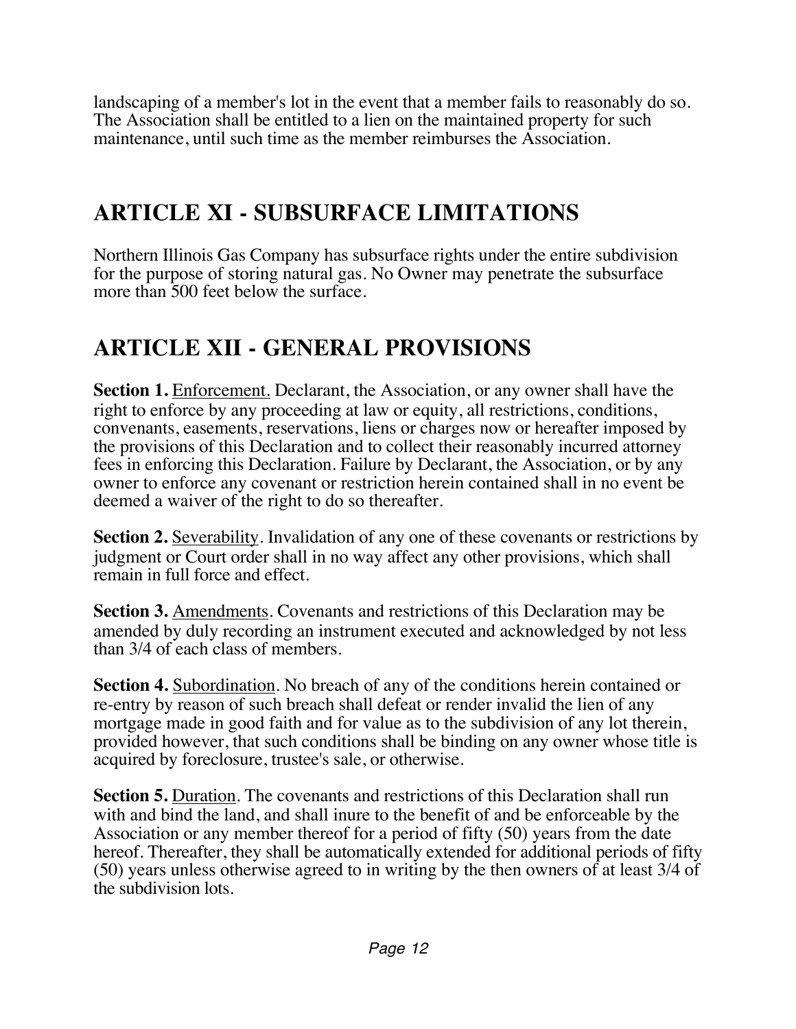landscaping of a member's lot in the event that a member fails to reasonably do so. The Association shall be entitled to a lien on the maintained property for such maintenance, until such time as the member reimburses the Association.

## ARTICLE XI - SUBSURFACE LIMITATIONS

Northern Illinois Gas Company has subsurface rights under the entire subdivision for the purpose of storing natural gas. No Owner may penetrate the subsurface more than 500 feet below the surface.

## ARTICLE XII - GENERAL PROVISIONS

**Section 1.** Enforcement. Declarant, the Association, or any owner shall have the right to enforce by any proceeding at law or equity, all restrictions, conditions, convenants, easements, reservations, liens or charges now or hereafter imposed by the provisions of this Declaration and to collect their reasonably incurred attorney fees in enforcing this Declaration. Failure by Declarant, the Association, or by any owner to enforce any covenant or restriction herein contained shall in no event be deemed a waiver of the right to do so thereafter.

**Section 2.** Severability. Invalidation of any one of these covenants or restrictions by judgment or Court order shall in no way affect any other provisions, which shall remain in full force and effect.

**Section 3.** Amendments. Covenants and restrictions of this Declaration may be amended by duly recording an instrument executed and acknowledged by not less than 3/4 of each class of members.

**Section 4.** Subordination. No breach of any of the conditions herein contained or re-entry by reason of such breach shall defeat or render invalid the lien of any mortgage made in good faith and for value as to the subdivision of any lot therein, provided however, that such conditions shall be binding on any owner whose title is acquired by foreclosure, trustee's sale, or otherwise.

**Section 5.** Duration. The covenants and restrictions of this Declaration shall run with and bind the land, and shall inure to the benefit of and be enforceable by the Association or any member thereof for a period of fifty (50) years from the date hereof. Thereafter, they shall be automatically extended for additional periods of fifty (50) years unless otherwise agreed to in writing by the then owners of at least 3/4 of the subdivision lots.